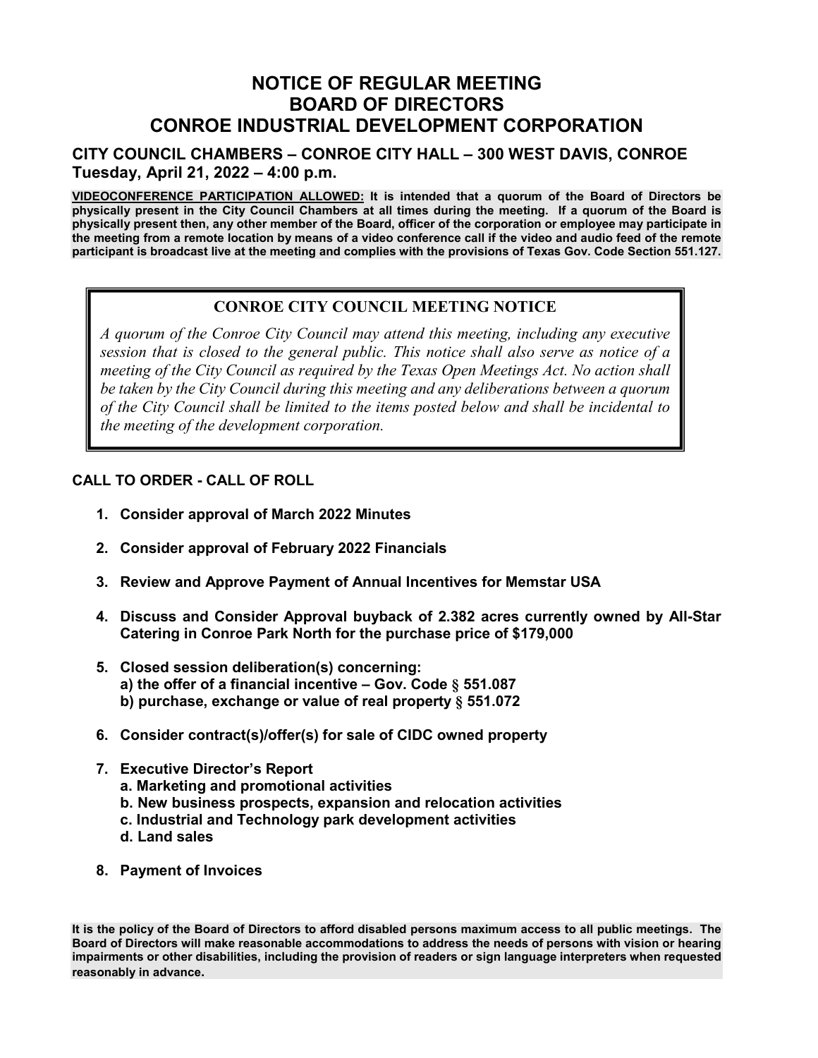# NOTICE OF REGULAR MEETING
# BOARD OF DIRECTORS
# CONROE INDUSTRIAL DEVELOPMENT CORPORATION

### CITY COUNCIL CHAMBERS – CONROE CITY HALL – 300 WEST DAVIS, CONROE
### Tuesday, April 21, 2022 – 4:00 p.m.

**VIDEOCONFERENCE PARTICIPATION ALLOWED: It is intended that a quorum of the Board of Directors be physically present in the City Council Chambers at all times during the meeting. If a quorum of the Board is physically present then, any other member of the Board, officer of the corporation or employee may participate in the meeting from a remote location by means of a video conference call if the video and audio feed of the remote participant is broadcast live at the meeting and complies with the provisions of Texas Gov. Code Section 551.127.**

**CONROE CITY COUNCIL MEETING NOTICE**

*A quorum of the Conroe City Council may attend this meeting, including any executive session that is closed to the general public. This notice shall also serve as notice of a meeting of the City Council as required by the Texas Open Meetings Act. No action shall be taken by the City Council during this meeting and any deliberations between a quorum of the City Council shall be limited to the items posted below and shall be incidental to the meeting of the development corporation.*

**CALL TO ORDER - CALL OF ROLL**

1. **Consider approval of March 2022 Minutes**
2. **Consider approval of February 2022 Financials**
3. **Review and Approve Payment of Annual Incentives for Memstar USA**
4. **Discuss and Consider Approval buyback of 2.382 acres currently owned by All-Star Catering in Conroe Park North for the purchase price of $179,000**
5. **Closed session deliberation(s) concerning:**
   **a) the offer of a financial incentive – Gov. Code § 551.087**
   **b) purchase, exchange or value of real property § 551.072**
6. **Consider contract(s)/offer(s) for sale of CIDC owned property**
7. **Executive Director's Report**
   **a. Marketing and promotional activities**
   **b. New business prospects, expansion and relocation activities**
   **c. Industrial and Technology park development activities**
   **d. Land sales**
8. **Payment of Invoices**

**It is the policy of the Board of Directors to afford disabled persons maximum access to all public meetings. The Board of Directors will make reasonable accommodations to address the needs of persons with vision or hearing impairments or other disabilities, including the provision of readers or sign language interpreters when requested reasonably in advance.**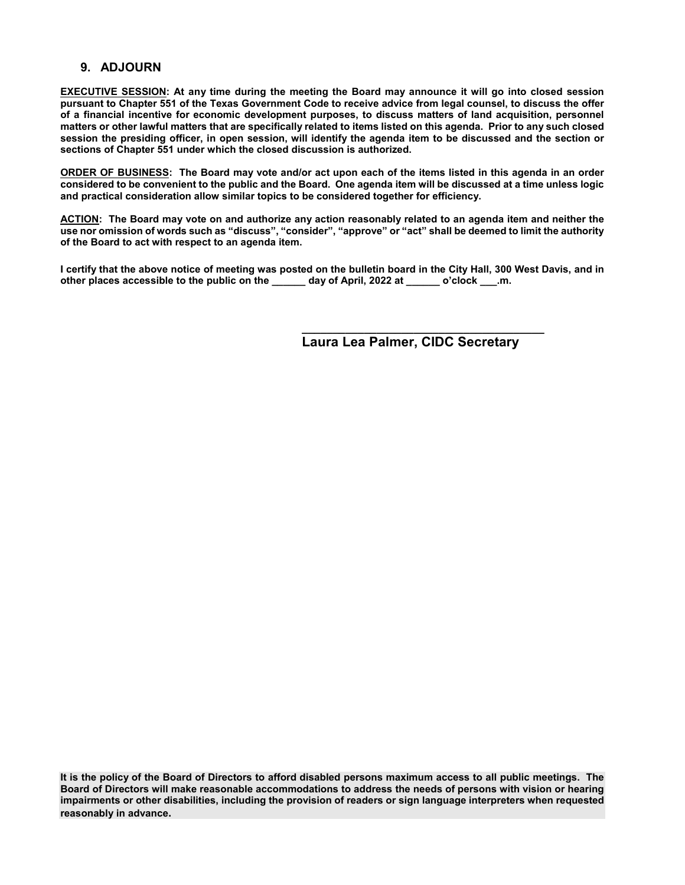## 9. ADJOURN

**<u>EXECUTIVE SESSION</u>: At any time during the meeting the Board may announce it will go into closed session pursuant to Chapter 551 of the Texas Government Code to receive advice from legal counsel, to discuss the offer of a financial incentive for economic development purposes, to discuss matters of land acquisition, personnel matters or other lawful matters that are specifically related to items listed on this agenda. Prior to any such closed session the presiding officer, in open session, will identify the agenda item to be discussed and the section or sections of Chapter 551 under which the closed discussion is authorized.**

**<u>ORDER OF BUSINESS</u>: The Board may vote and/or act upon each of the items listed in this agenda in an order considered to be convenient to the public and the Board. One agenda item will be discussed at a time unless logic and practical consideration allow similar topics to be considered together for efficiency.**

**<u>ACTION</u>: The Board may vote on and authorize any action reasonably related to an agenda item and neither the use nor omission of words such as "discuss", "consider", "approve" or "act" shall be deemed to limit the authority of the Board to act with respect to an agenda item.**

**I certify that the above notice of meeting was posted on the bulletin board in the City Hall, 300 West Davis, and in other places accessible to the public on the ______ day of April, 2022 at ______ o'clock ___.m.**

_____________________________________

**Laura Lea Palmer, CIDC Secretary**

**It is the policy of the Board of Directors to afford disabled persons maximum access to all public meetings. The Board of Directors will make reasonable accommodations to address the needs of persons with vision or hearing impairments or other disabilities, including the provision of readers or sign language interpreters when requested reasonably in advance.**